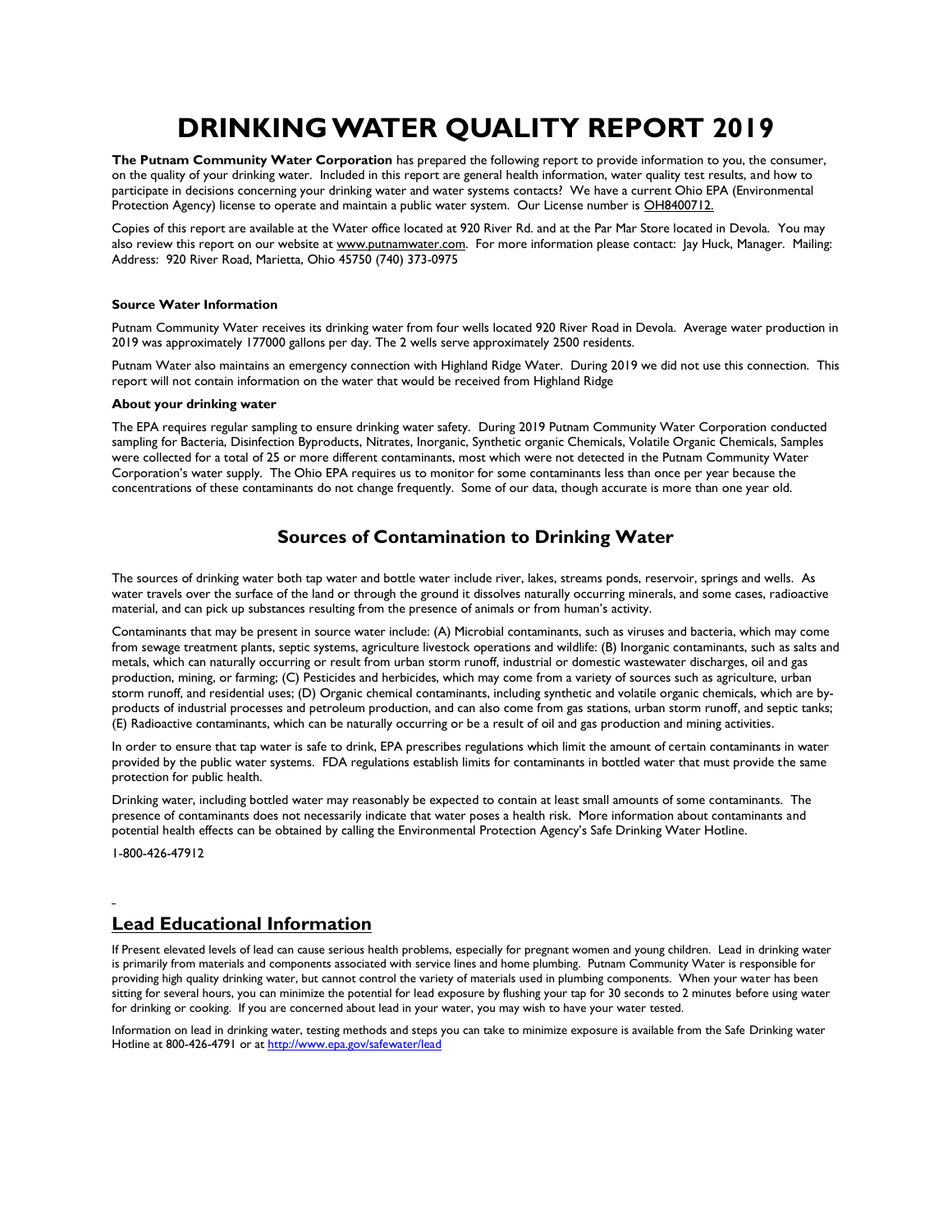# DRINKING WATER QUALITY REPORT 2019

**The Putnam Community Water Corporation** has prepared the following report to provide information to you, the consumer, on the quality of your drinking water. Included in this report are general health information, water quality test results, and how to participate in decisions concerning your drinking water and water systems contacts? We have a current Ohio EPA (Environmental Protection Agency) license to operate and maintain a public water system. Our License number is OH8400712.

Copies of this report are available at the Water office located at 920 River Rd. and at the Par Mar Store located in Devola. You may also review this report on our website at www.putnamwater.com. For more information please contact: Jay Huck, Manager. Mailing: Address: 920 River Road, Marietta, Ohio 45750 (740) 373-0975

**Source Water Information**

Putnam Community Water receives its drinking water from four wells located 920 River Road in Devola. Average water production in 2019 was approximately 177000 gallons per day. The 2 wells serve approximately 2500 residents.

Putnam Water also maintains an emergency connection with Highland Ridge Water. During 2019 we did not use this connection. This report will not contain information on the water that would be received from Highland Ridge

**About your drinking water**

The EPA requires regular sampling to ensure drinking water safety. During 2019 Putnam Community Water Corporation conducted sampling for Bacteria, Disinfection Byproducts, Nitrates, Inorganic, Synthetic organic Chemicals, Volatile Organic Chemicals, Samples were collected for a total of 25 or more different contaminants, most which were not detected in the Putnam Community Water Corporation's water supply. The Ohio EPA requires us to monitor for some contaminants less than once per year because the concentrations of these contaminants do not change frequently. Some of our data, though accurate is more than one year old.

## Sources of Contamination to Drinking Water

The sources of drinking water both tap water and bottle water include river, lakes, streams ponds, reservoir, springs and wells. As water travels over the surface of the land or through the ground it dissolves naturally occurring minerals, and some cases, radioactive material, and can pick up substances resulting from the presence of animals or from human's activity.

Contaminants that may be present in source water include: (A) Microbial contaminants, such as viruses and bacteria, which may come from sewage treatment plants, septic systems, agriculture livestock operations and wildlife: (B) Inorganic contaminants, such as salts and metals, which can naturally occurring or result from urban storm runoff, industrial or domestic wastewater discharges, oil and gas production, mining, or farming; (C) Pesticides and herbicides, which may come from a variety of sources such as agriculture, urban storm runoff, and residential uses; (D) Organic chemical contaminants, including synthetic and volatile organic chemicals, which are by-products of industrial processes and petroleum production, and can also come from gas stations, urban storm runoff, and septic tanks; (E) Radioactive contaminants, which can be naturally occurring or be a result of oil and gas production and mining activities.

In order to ensure that tap water is safe to drink, EPA prescribes regulations which limit the amount of certain contaminants in water provided by the public water systems. FDA regulations establish limits for contaminants in bottled water that must provide the same protection for public health.

Drinking water, including bottled water may reasonably be expected to contain at least small amounts of some contaminants. The presence of contaminants does not necessarily indicate that water poses a health risk. More information about contaminants and potential health effects can be obtained by calling the Environmental Protection Agency's Safe Drinking Water Hotline.

1-800-426-47912

## Lead Educational Information

If Present elevated levels of lead can cause serious health problems, especially for pregnant women and young children. Lead in drinking water is primarily from materials and components associated with service lines and home plumbing. Putnam Community Water is responsible for providing high quality drinking water, but cannot control the variety of materials used in plumbing components. When your water has been sitting for several hours, you can minimize the potential for lead exposure by flushing your tap for 30 seconds to 2 minutes before using water for drinking or cooking. If you are concerned about lead in your water, you may wish to have your water tested.

Information on lead in drinking water, testing methods and steps you can take to minimize exposure is available from the Safe Drinking water Hotline at 800-426-4791 or at http://www.epa.gov/safewater/lead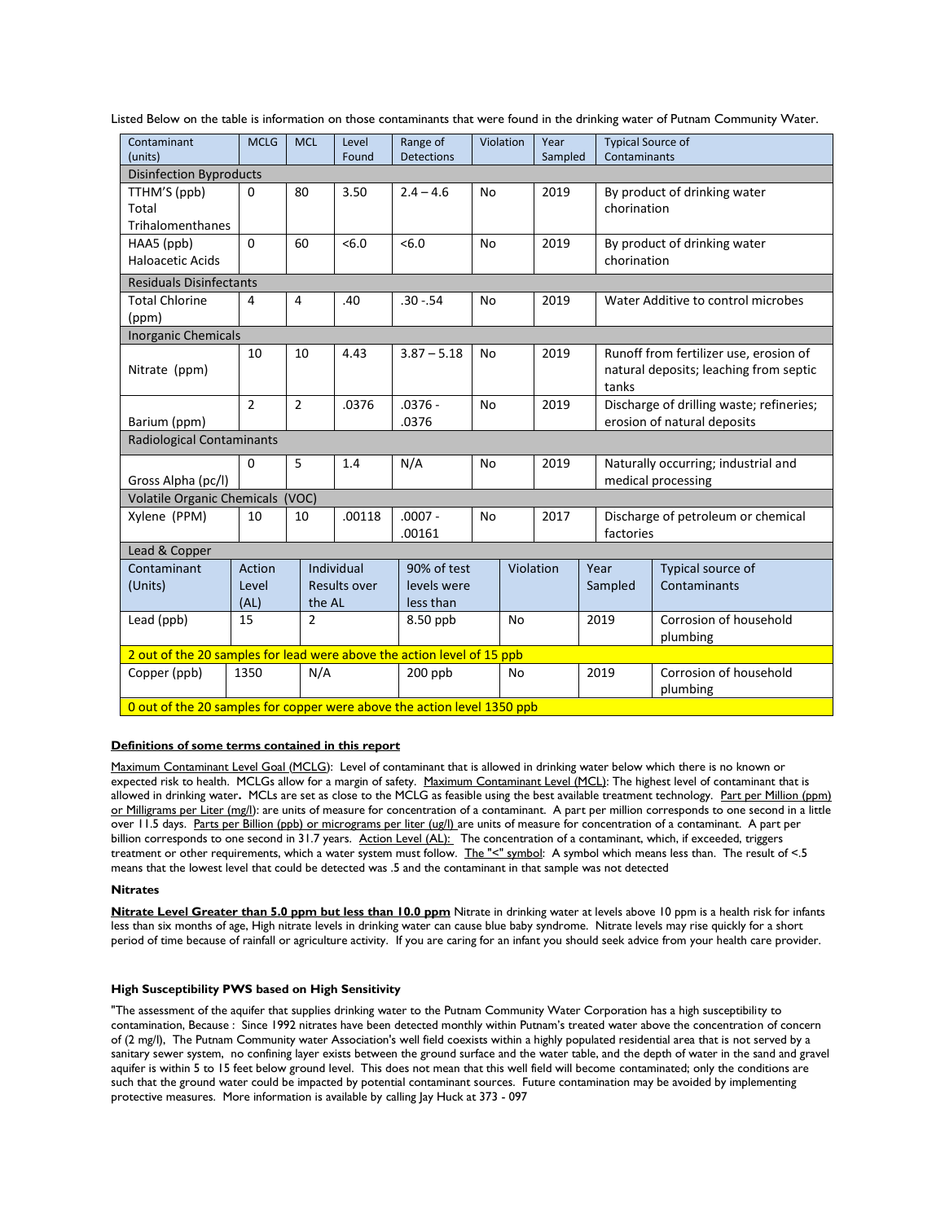Listed Below on the table is information on those contaminants that were found in the drinking water of Putnam Community Water.

| Contaminant (units) | MCLG | MCL | Level Found | Range of Detections | Violation | Year Sampled | Typical Source of Contaminants |
|---|---|---|---|---|---|---|---|
| **Disinfection Byproducts** | | | | | | | |
| TTHM'S (ppb) Total Trihalomenthanes | 0 | 80 | 3.50 | 2.4 – 4.6 | No | 2019 | By product of drinking water chorination |
| HAA5 (ppb) Haloacetic Acids | 0 | 60 | <6.0 | <6.0 | No | 2019 | By product of drinking water chorination |
| **Residuals Disinfectants** | | | | | | | |
| Total Chlorine (ppm) | 4 | 4 | .40 | .30 -.54 | No | 2019 | Water Additive to control microbes |
| **Inorganic Chemicals** | | | | | | | |
| Nitrate (ppm) | 10 | 10 | 4.43 | 3.87 – 5.18 | No | 2019 | Runoff from fertilizer use, erosion of natural deposits; leaching from septic tanks |
| Barium (ppm) | 2 | 2 | .0376 | .0376 - .0376 | No | 2019 | Discharge of drilling waste; refineries; erosion of natural deposits |
| **Radiological Contaminants** | | | | | | | |
| Gross Alpha (pc/l) | 0 | 5 | 1.4 | N/A | No | 2019 | Naturally occurring; industrial and medical processing |
| **Volatile Organic Chemicals (VOC)** | | | | | | | |
| Xylene (PPM) | 10 | 10 | .00118 | .0007 - .00161 | No | 2017 | Discharge of petroleum or chemical factories |

**Lead & Copper**

| Contaminant (Units) | Action Level (AL) | Individual Results over the AL | 90% of test levels were less than | Violation | Year Sampled | Typical source of Contaminants |
|---|---|---|---|---|---|---|
| Lead (ppb) | 15 | 2 | 8.50 ppb | No | 2019 | Corrosion of household plumbing |
| 2 out of the 20 samples for lead were above the action level of 15 ppb | | | | | | |
| Copper (ppb) | 1350 | N/A | 200 ppb | No | 2019 | Corrosion of household plumbing |
| 0 out of the 20 samples for copper were above the action level 1350 ppb | | | | | | |

**Definitions of some terms contained in this report**

Maximum Contaminant Level Goal (MCLG): Level of contaminant that is allowed in drinking water below which there is no known or expected risk to health. MCLGs allow for a margin of safety. Maximum Contaminant Level (MCL): The highest level of contaminant that is allowed in drinking water**.** MCLs are set as close to the MCLG as feasible using the best available treatment technology. Part per Million (ppm) or Milligrams per Liter (mg/l): are units of measure for concentration of a contaminant. A part per million corresponds to one second in a little over 11.5 days. Parts per Billion (ppb) or micrograms per liter (ug/l) are units of measure for concentration of a contaminant. A part per billion corresponds to one second in 31.7 years. Action Level (AL): The concentration of a contaminant, which, if exceeded, triggers treatment or other requirements, which a water system must follow. The "<" symbol: A symbol which means less than. The result of <.5 means that the lowest level that could be detected was .5 and the contaminant in that sample was not detected

**Nitrates**

**Nitrate Level Greater than 5.0 ppm but less than 10.0 ppm** Nitrate in drinking water at levels above 10 ppm is a health risk for infants less than six months of age, High nitrate levels in drinking water can cause blue baby syndrome. Nitrate levels may rise quickly for a short period of time because of rainfall or agriculture activity. If you are caring for an infant you should seek advice from your health care provider.

**High Susceptibility PWS based on High Sensitivity**

"The assessment of the aquifer that supplies drinking water to the Putnam Community Water Corporation has a high susceptibility to contamination, Because : Since 1992 nitrates have been detected monthly within Putnam's treated water above the concentration of concern of (2 mg/l), The Putnam Community water Association's well field coexists within a highly populated residential area that is not served by a sanitary sewer system, no confining layer exists between the ground surface and the water table, and the depth of water in the sand and gravel aquifer is within 5 to 15 feet below ground level. This does not mean that this well field will become contaminated; only the conditions are such that the ground water could be impacted by potential contaminant sources. Future contamination may be avoided by implementing protective measures. More information is available by calling Jay Huck at 373 - 097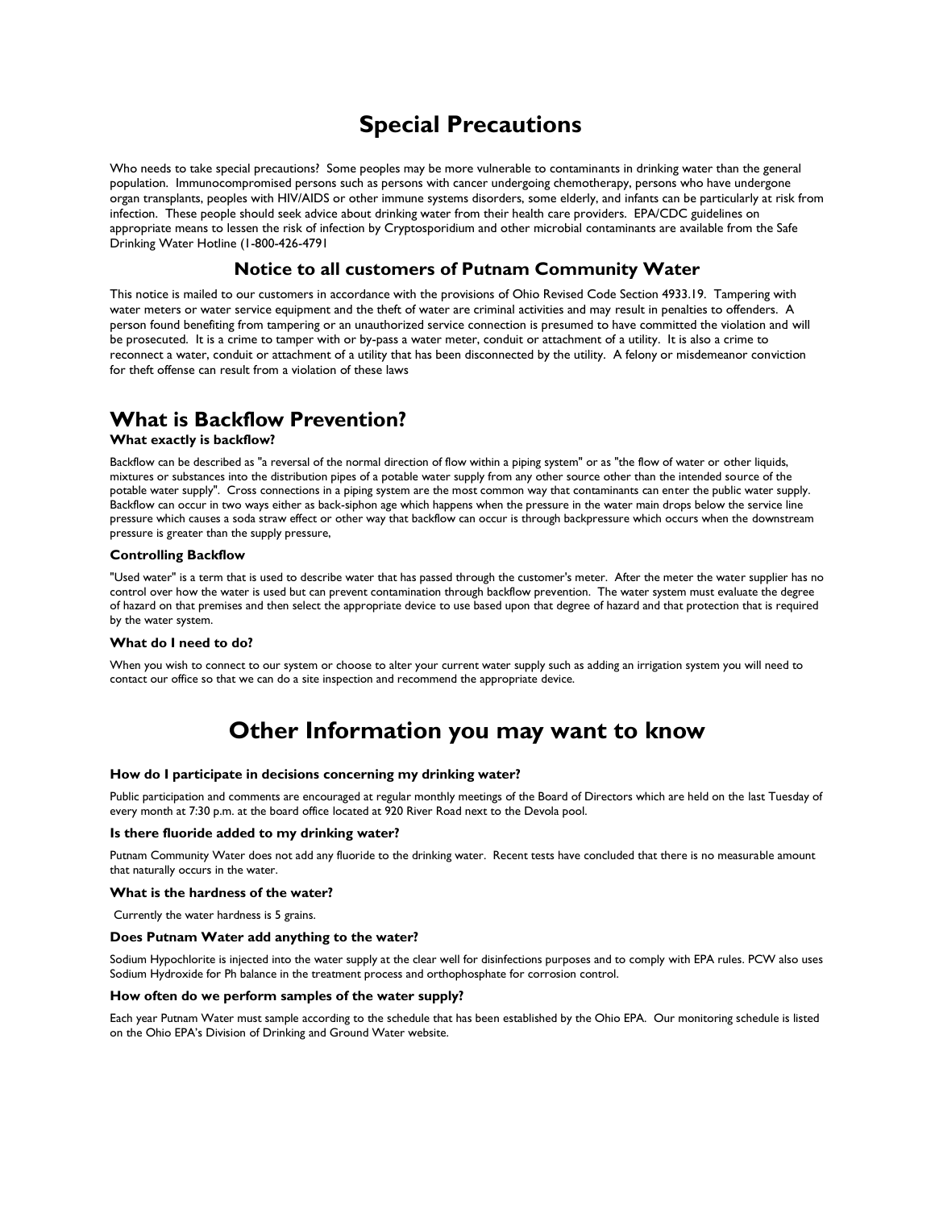# Special Precautions

Who needs to take special precautions? Some peoples may be more vulnerable to contaminants in drinking water than the general population. Immunocompromised persons such as persons with cancer undergoing chemotherapy, persons who have undergone organ transplants, peoples with HIV/AIDS or other immune systems disorders, some elderly, and infants can be particularly at risk from infection. These people should seek advice about drinking water from their health care providers. EPA/CDC guidelines on appropriate means to lessen the risk of infection by Cryptosporidium and other microbial contaminants are available from the Safe Drinking Water Hotline (1-800-426-4791

## Notice to all customers of Putnam Community Water

This notice is mailed to our customers in accordance with the provisions of Ohio Revised Code Section 4933.19. Tampering with water meters or water service equipment and the theft of water are criminal activities and may result in penalties to offenders. A person found benefiting from tampering or an unauthorized service connection is presumed to have committed the violation and will be prosecuted. It is a crime to tamper with or by-pass a water meter, conduit or attachment of a utility. It is also a crime to reconnect a water, conduit or attachment of a utility that has been disconnected by the utility. A felony or misdemeanor conviction for theft offense can result from a violation of these laws

# What is Backflow Prevention?

### What exactly is backflow?

Backflow can be described as "a reversal of the normal direction of flow within a piping system" or as "the flow of water or other liquids, mixtures or substances into the distribution pipes of a potable water supply from any other source other than the intended source of the potable water supply". Cross connections in a piping system are the most common way that contaminants can enter the public water supply. Backflow can occur in two ways either as back-siphon age which happens when the pressure in the water main drops below the service line pressure which causes a soda straw effect or other way that backflow can occur is through backpressure which occurs when the downstream pressure is greater than the supply pressure,

### Controlling Backflow

"Used water" is a term that is used to describe water that has passed through the customer's meter. After the meter the water supplier has no control over how the water is used but can prevent contamination through backflow prevention. The water system must evaluate the degree of hazard on that premises and then select the appropriate device to use based upon that degree of hazard and that protection that is required by the water system.

### What do I need to do?

When you wish to connect to our system or choose to alter your current water supply such as adding an irrigation system you will need to contact our office so that we can do a site inspection and recommend the appropriate device.

# Other Information you may want to know

### How do I participate in decisions concerning my drinking water?

Public participation and comments are encouraged at regular monthly meetings of the Board of Directors which are held on the last Tuesday of every month at 7:30 p.m. at the board office located at 920 River Road next to the Devola pool.

### Is there fluoride added to my drinking water?

Putnam Community Water does not add any fluoride to the drinking water. Recent tests have concluded that there is no measurable amount that naturally occurs in the water.

### What is the hardness of the water?

Currently the water hardness is 5 grains.

### Does Putnam Water add anything to the water?

Sodium Hypochlorite is injected into the water supply at the clear well for disinfections purposes and to comply with EPA rules. PCW also uses Sodium Hydroxide for Ph balance in the treatment process and orthophosphate for corrosion control.

### How often do we perform samples of the water supply?

Each year Putnam Water must sample according to the schedule that has been established by the Ohio EPA. Our monitoring schedule is listed on the Ohio EPA's Division of Drinking and Ground Water website.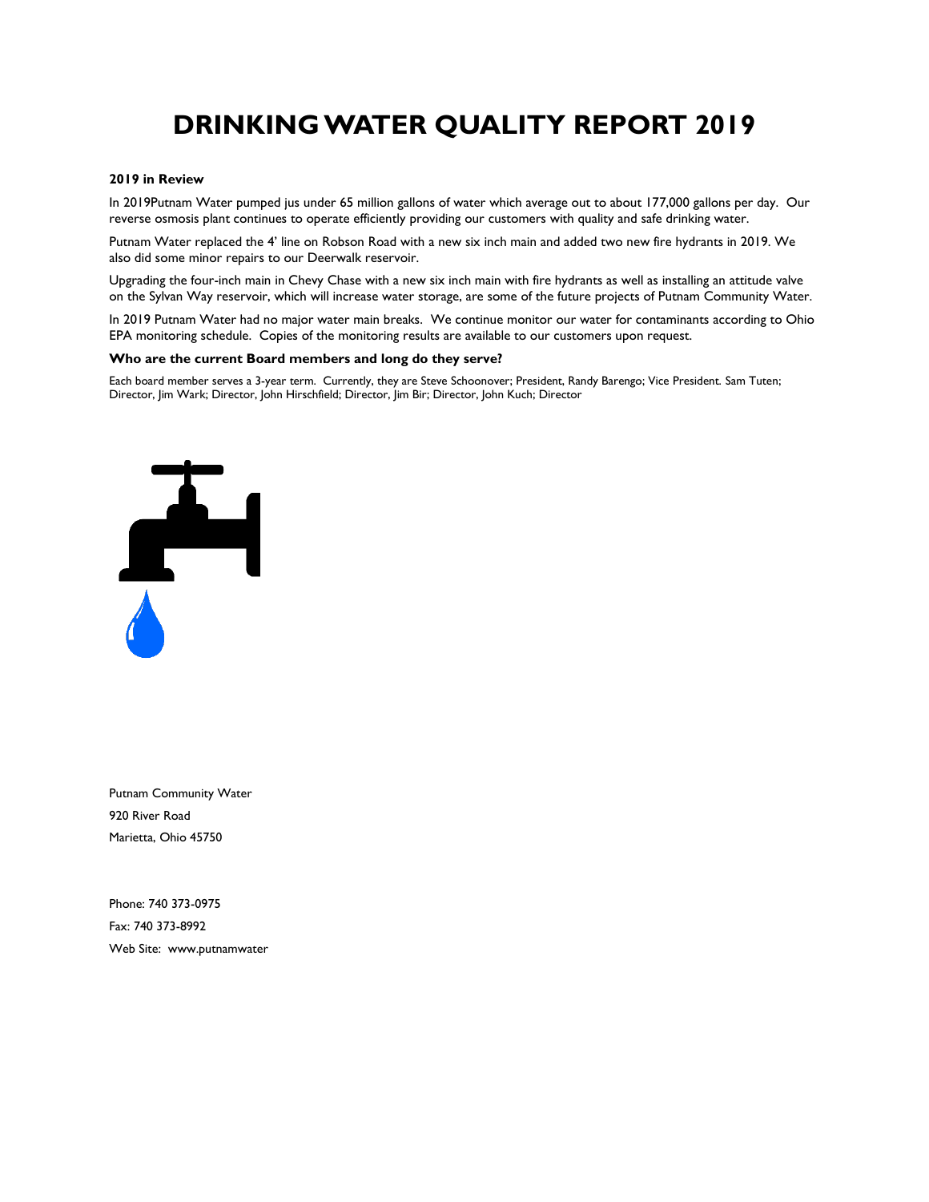# DRINKING WATER QUALITY REPORT 2019

**2019 in Review**

In 2019Putnam Water pumped jus under 65 million gallons of water which average out to about 177,000 gallons per day. Our reverse osmosis plant continues to operate efficiently providing our customers with quality and safe drinking water.

Putnam Water replaced the 4' line on Robson Road with a new six inch main and added two new fire hydrants in 2019. We also did some minor repairs to our Deerwalk reservoir.

Upgrading the four-inch main in Chevy Chase with a new six inch main with fire hydrants as well as installing an attitude valve on the Sylvan Way reservoir, which will increase water storage, are some of the future projects of Putnam Community Water.

In 2019 Putnam Water had no major water main breaks. We continue monitor our water for contaminants according to Ohio EPA monitoring schedule. Copies of the monitoring results are available to our customers upon request.

**Who are the current Board members and long do they serve?**

Each board member serves a 3-year term. Currently, they are Steve Schoonover; President, Randy Barengo; Vice President. Sam Tuten; Director, Jim Wark; Director, John Hirschfield; Director, Jim Bir; Director, John Kuch; Director

Putnam Community Water
920 River Road
Marietta, Ohio 45750

Phone: 740 373-0975
Fax: 740 373-8992
Web Site: www.putnamwater